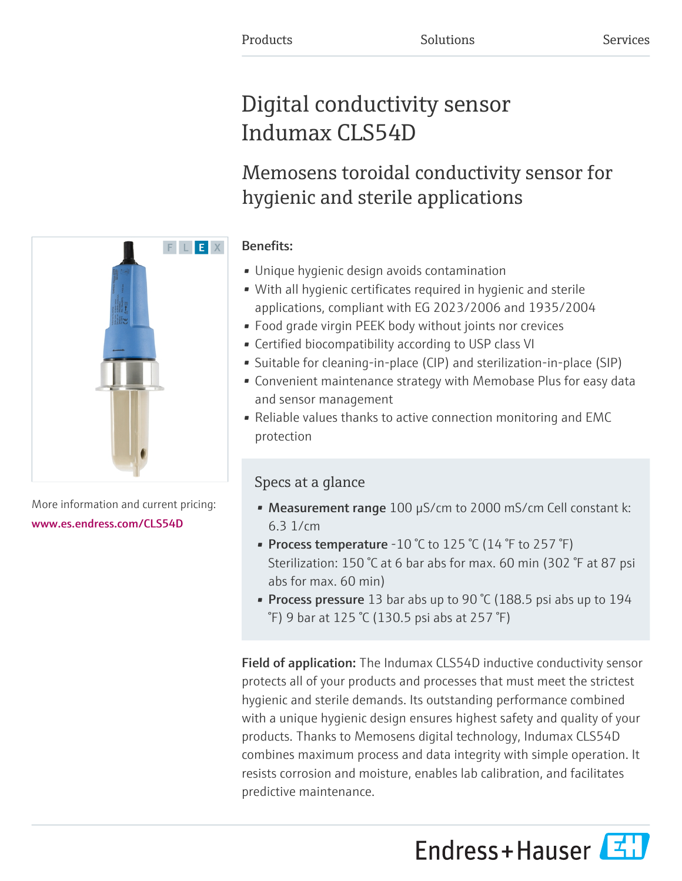Products Solutions Services

# Digital conductivity sensor Indumax CLS54D

## Memosens toroidal conductivity sensor for hygienic and sterile applications

More information and current pricing:
www.es.endress.com/CLS54D

### Benefits:

- Unique hygienic design avoids contamination
- With all hygienic certificates required in hygienic and sterile applications, compliant with EG 2023/2006 and 1935/2004
- Food grade virgin PEEK body without joints nor crevices
- Certified biocompatibility according to USP class VI
- Suitable for cleaning-in-place (CIP) and sterilization-in-place (SIP)
- Convenient maintenance strategy with Memobase Plus for easy data and sensor management
- Reliable values thanks to active connection monitoring and EMC protection

### Specs at a glance

- **Measurement range** 100 µS/cm to 2000 mS/cm Cell constant k: 6.3 1/cm
- **Process temperature** -10 °C to 125 °C (14 °F to 257 °F) Sterilization: 150 °C at 6 bar abs for max. 60 min (302 °F at 87 psi abs for max. 60 min)
- **Process pressure** 13 bar abs up to 90 °C (188.5 psi abs up to 194 °F) 9 bar at 125 °C (130.5 psi abs at 257 °F)

**Field of application:** The Indumax CLS54D inductive conductivity sensor protects all of your products and processes that must meet the strictest hygienic and sterile demands. Its outstanding performance combined with a unique hygienic design ensures highest safety and quality of your products. Thanks to Memosens digital technology, Indumax CLS54D combines maximum process and data integrity with simple operation. It resists corrosion and moisture, enables lab calibration, and facilitates predictive maintenance.

Endress+Hauser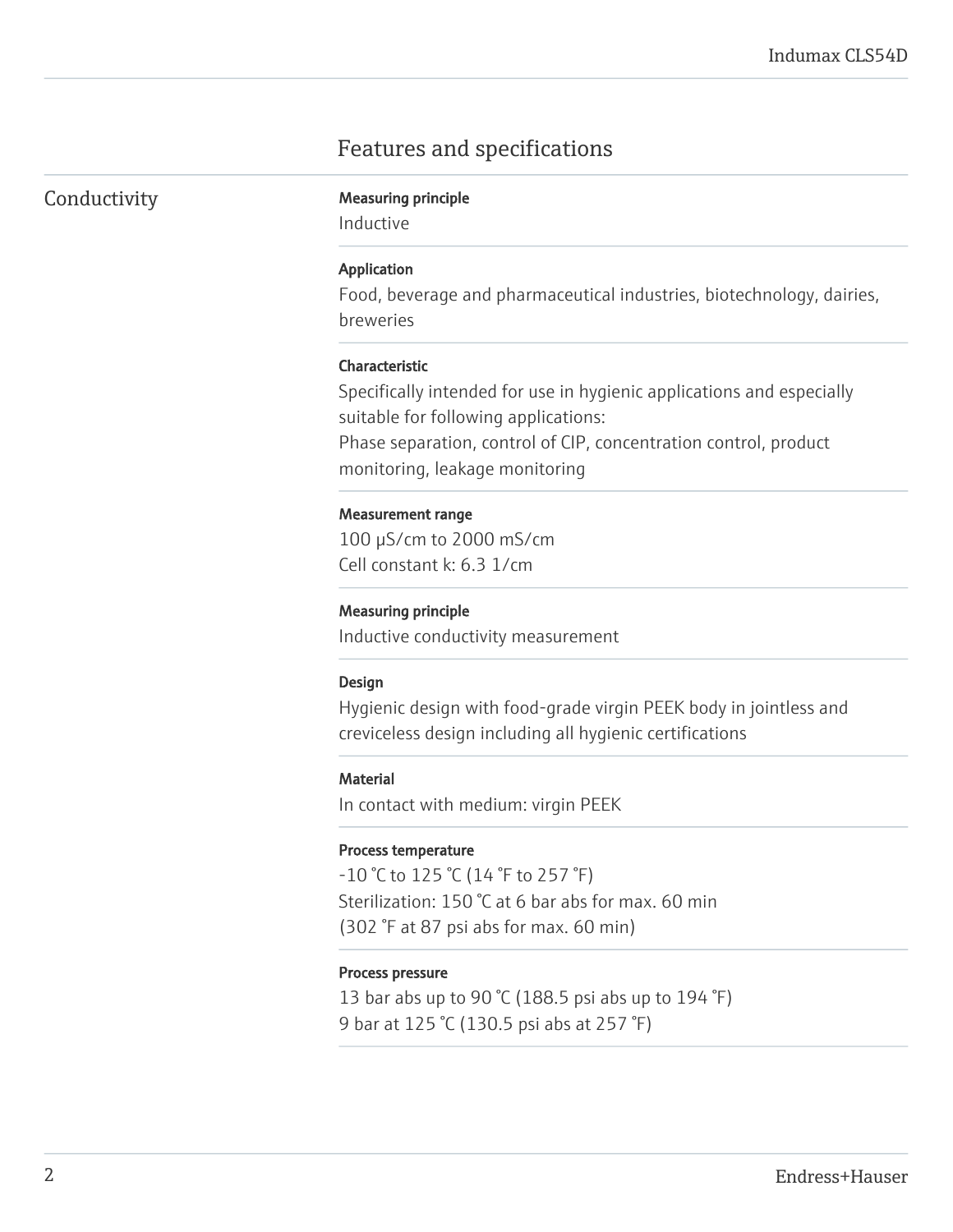# Features and specifications

## Conductivity

**Measuring principle**
Inductive

**Application**
Food, beverage and pharmaceutical industries, biotechnology, dairies, breweries

**Characteristic**
Specifically intended for use in hygienic applications and especially suitable for following applications:
Phase separation, control of CIP, concentration control, product monitoring, leakage monitoring

**Measurement range**
100 µS/cm to 2000 mS/cm
Cell constant k: 6.3 1/cm

**Measuring principle**
Inductive conductivity measurement

**Design**
Hygienic design with food-grade virgin PEEK body in jointless and creviceless design including all hygienic certifications

**Material**
In contact with medium: virgin PEEK

**Process temperature**
-10 °C to 125 °C (14 °F to 257 °F)
Sterilization: 150 °C at 6 bar abs for max. 60 min
(302 °F at 87 psi abs for max. 60 min)

**Process pressure**
13 bar abs up to 90 °C (188.5 psi abs up to 194 °F)
9 bar at 125 °C (130.5 psi abs at 257 °F)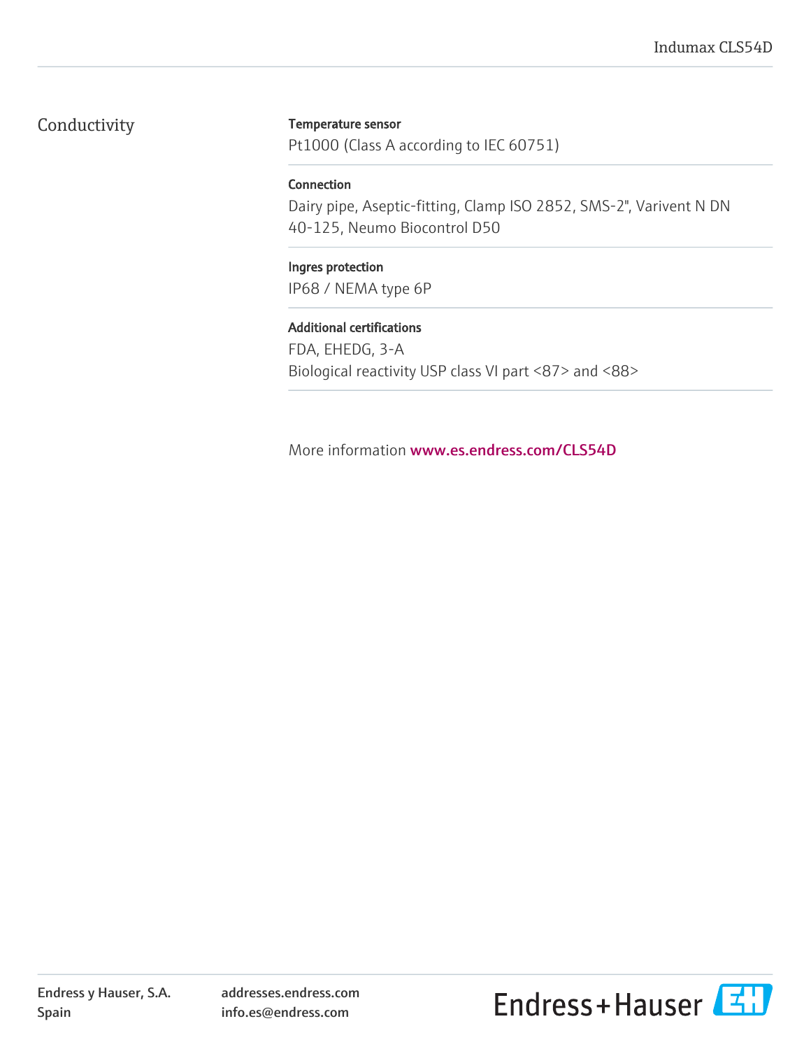## Conductivity

**Temperature sensor**

Pt1000 (Class A according to IEC 60751)

**Connection**

Dairy pipe, Aseptic-fitting, Clamp ISO 2852, SMS-2", Varivent N DN 40-125, Neumo Biocontrol D50

**Ingres protection**

IP68 / NEMA type 6P

**Additional certifications**

FDA, EHEDG, 3-A
Biological reactivity USP class VI part <87> and <88>

More information **www.es.endress.com/CLS54D**

Endress y Hauser, S.A.
Spain

addresses.endress.com
info.es@endress.com

Endress+Hauser